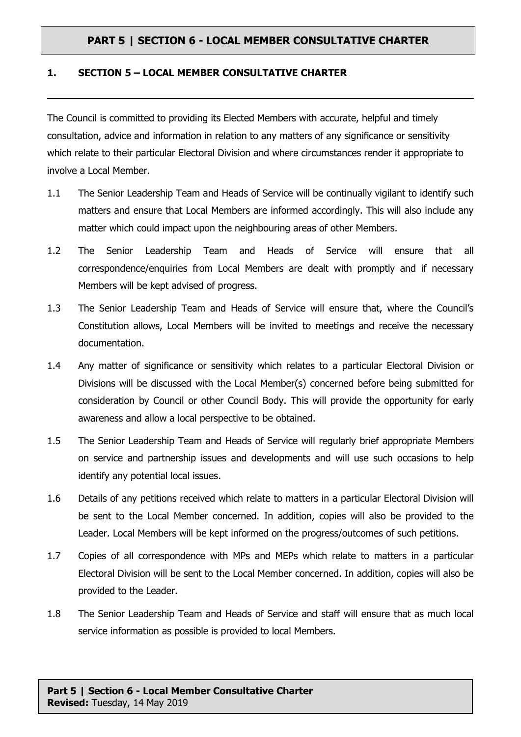# PART 5 | SECTION 6 - LOCAL MEMBER CONSULTATIVE CHARTER

## 1. SECTION 5 – LOCAL MEMBER CONSULTATIVE CHARTER

The Council is committed to providing its Elected Members with accurate, helpful and timely consultation, advice and information in relation to any matters of any significance or sensitivity which relate to their particular Electoral Division and where circumstances render it appropriate to involve a Local Member.

1.1 The Senior Leadership Team and Heads of Service will be continually vigilant to identify such matters and ensure that Local Members are informed accordingly. This will also include any matter which could impact upon the neighbouring areas of other Members.

1.2 The Senior Leadership Team and Heads of Service will ensure that all correspondence/enquiries from Local Members are dealt with promptly and if necessary Members will be kept advised of progress.

1.3 The Senior Leadership Team and Heads of Service will ensure that, where the Council's Constitution allows, Local Members will be invited to meetings and receive the necessary documentation.

1.4 Any matter of significance or sensitivity which relates to a particular Electoral Division or Divisions will be discussed with the Local Member(s) concerned before being submitted for consideration by Council or other Council Body. This will provide the opportunity for early awareness and allow a local perspective to be obtained.

1.5 The Senior Leadership Team and Heads of Service will regularly brief appropriate Members on service and partnership issues and developments and will use such occasions to help identify any potential local issues.

1.6 Details of any petitions received which relate to matters in a particular Electoral Division will be sent to the Local Member concerned. In addition, copies will also be provided to the Leader. Local Members will be kept informed on the progress/outcomes of such petitions.

1.7 Copies of all correspondence with MPs and MEPs which relate to matters in a particular Electoral Division will be sent to the Local Member concerned. In addition, copies will also be provided to the Leader.

1.8 The Senior Leadership Team and Heads of Service and staff will ensure that as much local service information as possible is provided to local Members.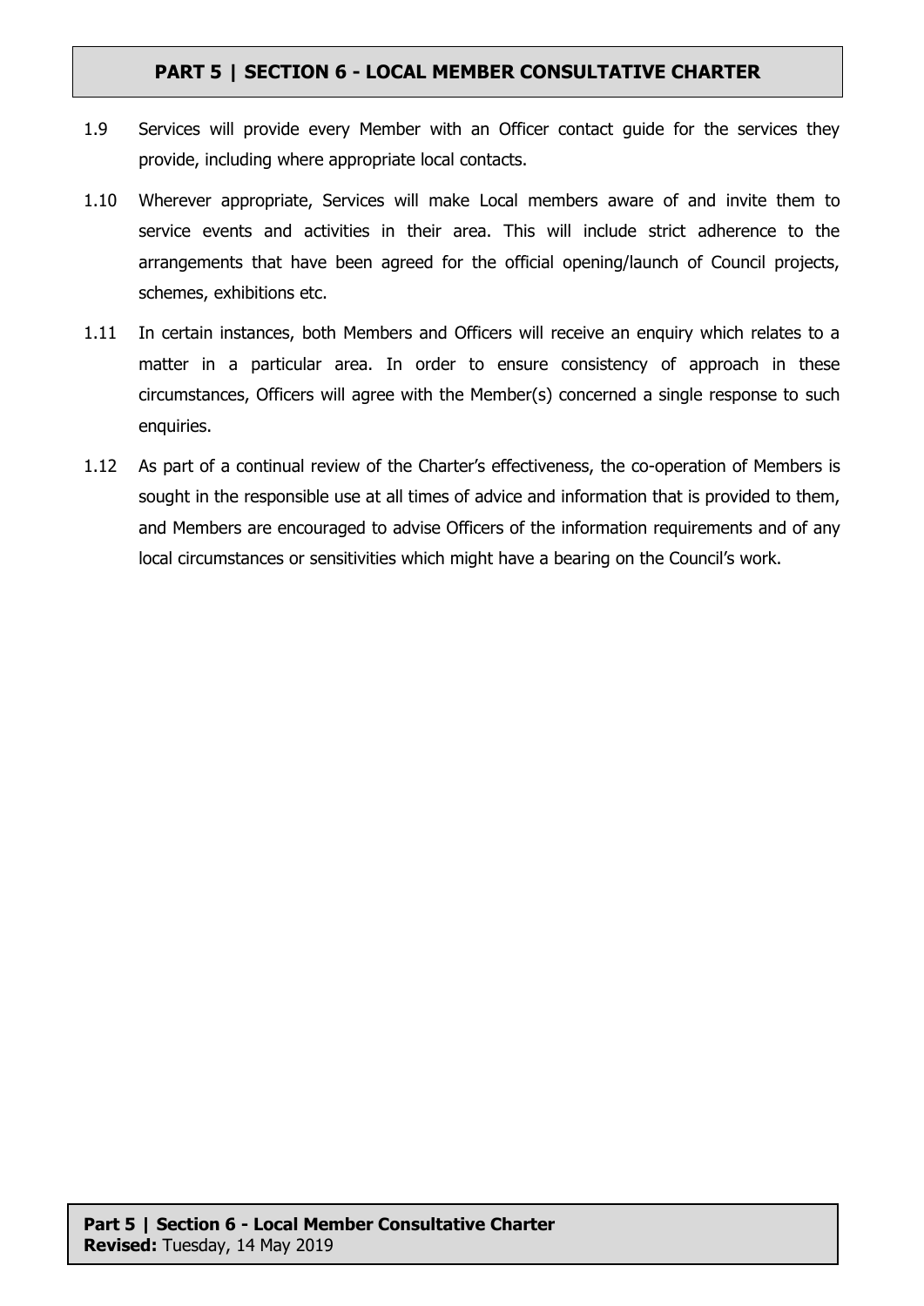1.9 Services will provide every Member with an Officer contact guide for the services they provide, including where appropriate local contacts.

1.10 Wherever appropriate, Services will make Local members aware of and invite them to service events and activities in their area. This will include strict adherence to the arrangements that have been agreed for the official opening/launch of Council projects, schemes, exhibitions etc.

1.11 In certain instances, both Members and Officers will receive an enquiry which relates to a matter in a particular area. In order to ensure consistency of approach in these circumstances, Officers will agree with the Member(s) concerned a single response to such enquiries.

1.12 As part of a continual review of the Charter's effectiveness, the co-operation of Members is sought in the responsible use at all times of advice and information that is provided to them, and Members are encouraged to advise Officers of the information requirements and of any local circumstances or sensitivities which might have a bearing on the Council's work.